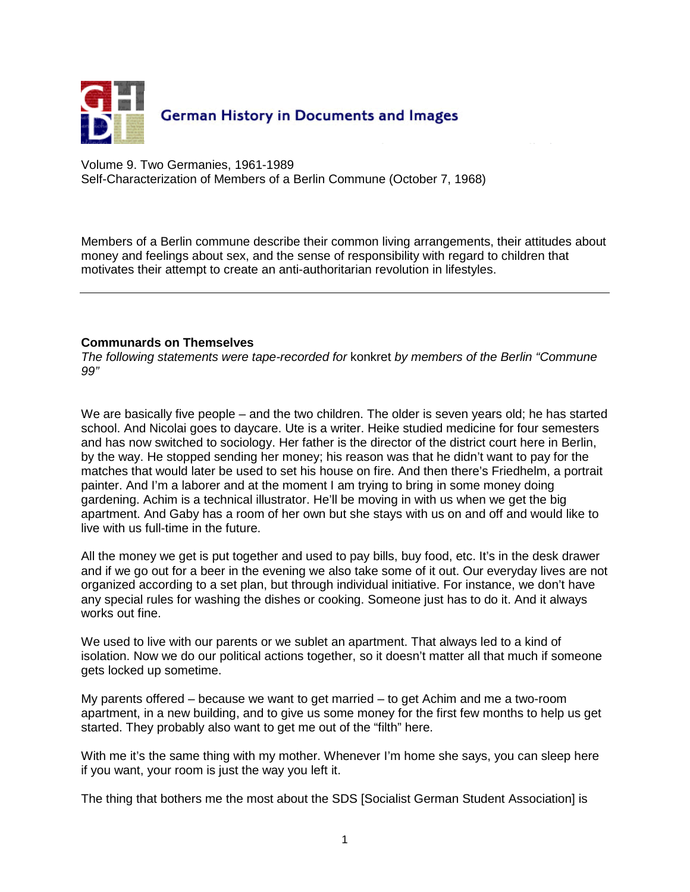German History in Documents and Images

Volume 9. Two Germanies, 1961-1989
Self-Characterization of Members of a Berlin Commune (October 7, 1968)

Members of a Berlin commune describe their common living arrangements, their attitudes about money and feelings about sex, and the sense of responsibility with regard to children that motivates their attempt to create an anti-authoritarian revolution in lifestyles.

---

**Communards on Themselves**
*The following statements were tape-recorded for* konkret *by members of the Berlin "Commune 99"*

We are basically five people – and the two children. The older is seven years old; he has started school. And Nicolai goes to daycare. Ute is a writer. Heike studied medicine for four semesters and has now switched to sociology. Her father is the director of the district court here in Berlin, by the way. He stopped sending her money; his reason was that he didn't want to pay for the matches that would later be used to set his house on fire. And then there's Friedhelm, a portrait painter. And I'm a laborer and at the moment I am trying to bring in some money doing gardening. Achim is a technical illustrator. He'll be moving in with us when we get the big apartment. And Gaby has a room of her own but she stays with us on and off and would like to live with us full-time in the future.

All the money we get is put together and used to pay bills, buy food, etc. It's in the desk drawer and if we go out for a beer in the evening we also take some of it out. Our everyday lives are not organized according to a set plan, but through individual initiative. For instance, we don't have any special rules for washing the dishes or cooking. Someone just has to do it. And it always works out fine.

We used to live with our parents or we sublet an apartment. That always led to a kind of isolation. Now we do our political actions together, so it doesn't matter all that much if someone gets locked up sometime.

My parents offered – because we want to get married – to get Achim and me a two-room apartment, in a new building, and to give us some money for the first few months to help us get started. They probably also want to get me out of the "filth" here.

With me it's the same thing with my mother. Whenever I'm home she says, you can sleep here if you want, your room is just the way you left it.

The thing that bothers me the most about the SDS [Socialist German Student Association] is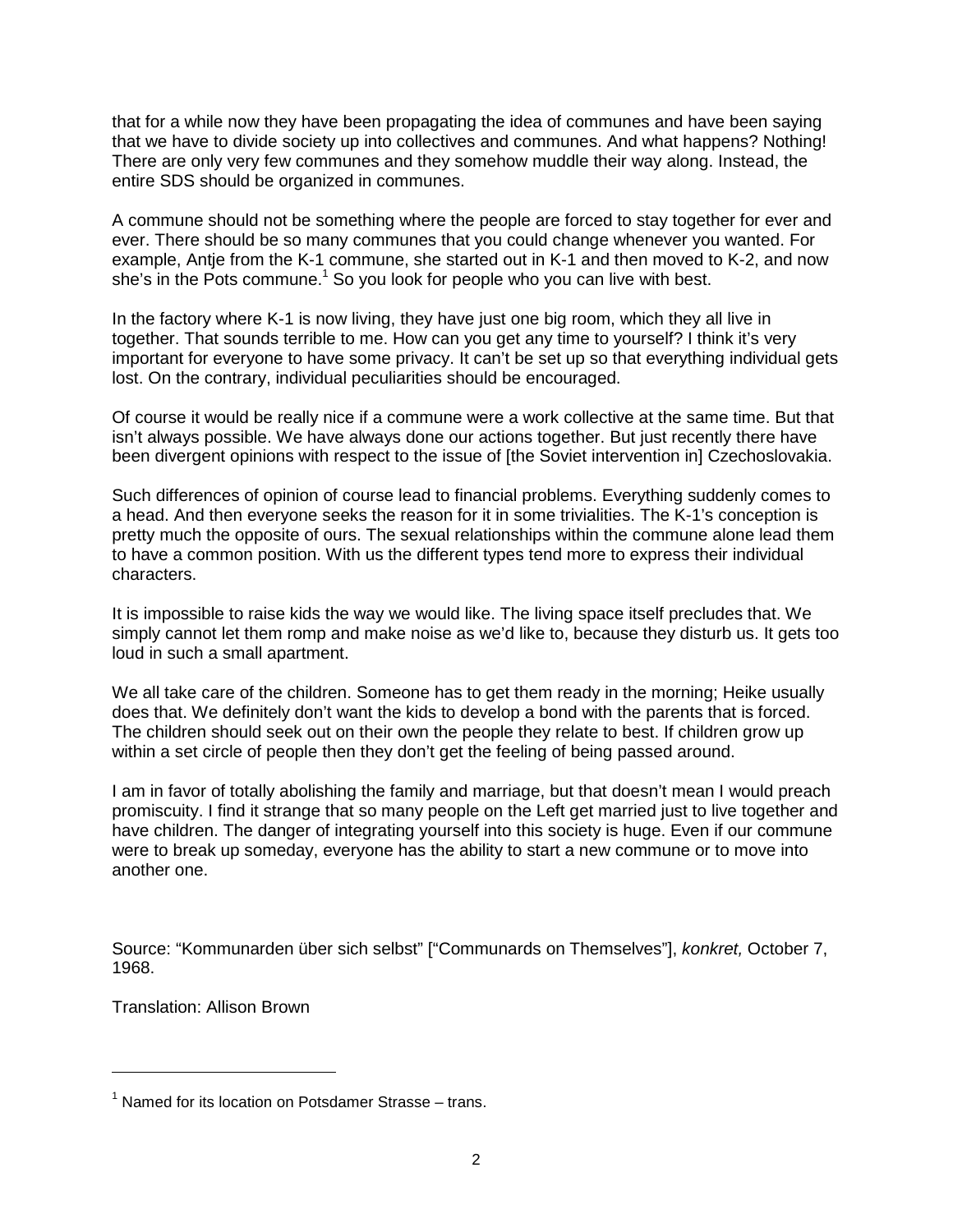that for a while now they have been propagating the idea of communes and have been saying that we have to divide society up into collectives and communes. And what happens? Nothing! There are only very few communes and they somehow muddle their way along. Instead, the entire SDS should be organized in communes.

A commune should not be something where the people are forced to stay together for ever and ever. There should be so many communes that you could change whenever you wanted. For example, Antje from the K-1 commune, she started out in K-1 and then moved to K-2, and now she's in the Pots commune.[1] So you look for people who you can live with best.

In the factory where K-1 is now living, they have just one big room, which they all live in together. That sounds terrible to me. How can you get any time to yourself? I think it's very important for everyone to have some privacy. It can't be set up so that everything individual gets lost. On the contrary, individual peculiarities should be encouraged.

Of course it would be really nice if a commune were a work collective at the same time. But that isn't always possible. We have always done our actions together. But just recently there have been divergent opinions with respect to the issue of [the Soviet intervention in] Czechoslovakia.

Such differences of opinion of course lead to financial problems. Everything suddenly comes to a head. And then everyone seeks the reason for it in some trivialities. The K-1's conception is pretty much the opposite of ours. The sexual relationships within the commune alone lead them to have a common position. With us the different types tend more to express their individual characters.

It is impossible to raise kids the way we would like. The living space itself precludes that. We simply cannot let them romp and make noise as we'd like to, because they disturb us. It gets too loud in such a small apartment.

We all take care of the children. Someone has to get them ready in the morning; Heike usually does that. We definitely don't want the kids to develop a bond with the parents that is forced. The children should seek out on their own the people they relate to best. If children grow up within a set circle of people then they don't get the feeling of being passed around.

I am in favor of totally abolishing the family and marriage, but that doesn't mean I would preach promiscuity. I find it strange that so many people on the Left get married just to live together and have children. The danger of integrating yourself into this society is huge. Even if our commune were to break up someday, everyone has the ability to start a new commune or to move into another one.

Source: "Kommunarden über sich selbst" ["Communards on Themselves"], *konkret,* October 7, 1968.

Translation: Allison Brown

---

[1] Named for its location on Potsdamer Strasse – trans.